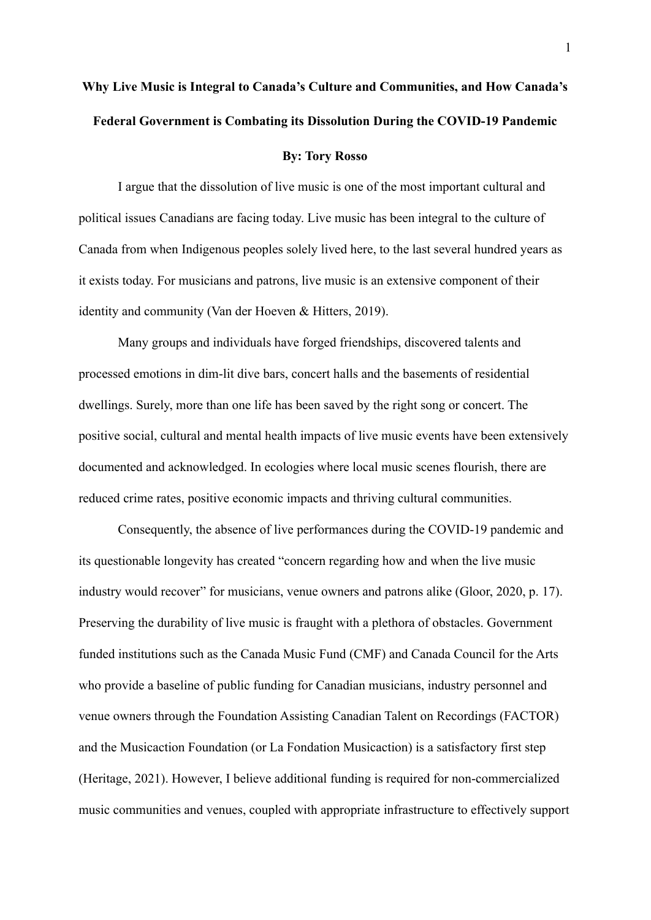# Why Live Music is Integral to Canada's Culture and Communities, and How Canada's Federal Government is Combating its Dissolution During the COVID-19 Pandemic

**By: Tory Rosso**

I argue that the dissolution of live music is one of the most important cultural and political issues Canadians are facing today. Live music has been integral to the culture of Canada from when Indigenous peoples solely lived here, to the last several hundred years as it exists today. For musicians and patrons, live music is an extensive component of their identity and community (Van der Hoeven & Hitters, 2019).

Many groups and individuals have forged friendships, discovered talents and processed emotions in dim-lit dive bars, concert halls and the basements of residential dwellings. Surely, more than one life has been saved by the right song or concert. The positive social, cultural and mental health impacts of live music events have been extensively documented and acknowledged. In ecologies where local music scenes flourish, there are reduced crime rates, positive economic impacts and thriving cultural communities.

Consequently, the absence of live performances during the COVID-19 pandemic and its questionable longevity has created "concern regarding how and when the live music industry would recover" for musicians, venue owners and patrons alike (Gloor, 2020, p. 17). Preserving the durability of live music is fraught with a plethora of obstacles. Government funded institutions such as the Canada Music Fund (CMF) and Canada Council for the Arts who provide a baseline of public funding for Canadian musicians, industry personnel and venue owners through the Foundation Assisting Canadian Talent on Recordings (FACTOR) and the Musicaction Foundation (or La Fondation Musicaction) is a satisfactory first step (Heritage, 2021). However, I believe additional funding is required for non-commercialized music communities and venues, coupled with appropriate infrastructure to effectively support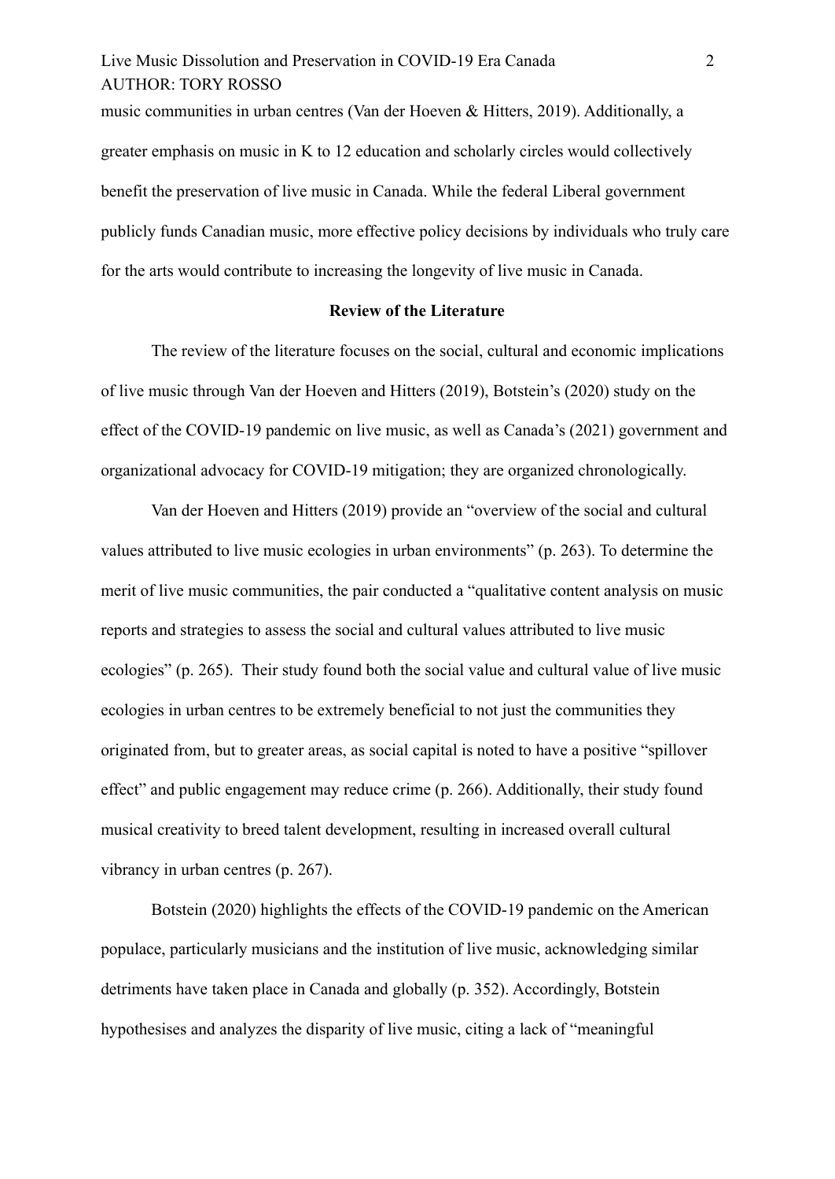music communities in urban centres (Van der Hoeven & Hitters, 2019). Additionally, a greater emphasis on music in K to 12 education and scholarly circles would collectively benefit the preservation of live music in Canada. While the federal Liberal government publicly funds Canadian music, more effective policy decisions by individuals who truly care for the arts would contribute to increasing the longevity of live music in Canada.

## Review of the Literature

The review of the literature focuses on the social, cultural and economic implications of live music through Van der Hoeven and Hitters (2019), Botstein's (2020) study on the effect of the COVID-19 pandemic on live music, as well as Canada's (2021) government and organizational advocacy for COVID-19 mitigation; they are organized chronologically.

Van der Hoeven and Hitters (2019) provide an "overview of the social and cultural values attributed to live music ecologies in urban environments" (p. 263). To determine the merit of live music communities, the pair conducted a "qualitative content analysis on music reports and strategies to assess the social and cultural values attributed to live music ecologies" (p. 265). Their study found both the social value and cultural value of live music ecologies in urban centres to be extremely beneficial to not just the communities they originated from, but to greater areas, as social capital is noted to have a positive "spillover effect" and public engagement may reduce crime (p. 266). Additionally, their study found musical creativity to breed talent development, resulting in increased overall cultural vibrancy in urban centres (p. 267).

Botstein (2020) highlights the effects of the COVID-19 pandemic on the American populace, particularly musicians and the institution of live music, acknowledging similar detriments have taken place in Canada and globally (p. 352). Accordingly, Botstein hypothesises and analyzes the disparity of live music, citing a lack of "meaningful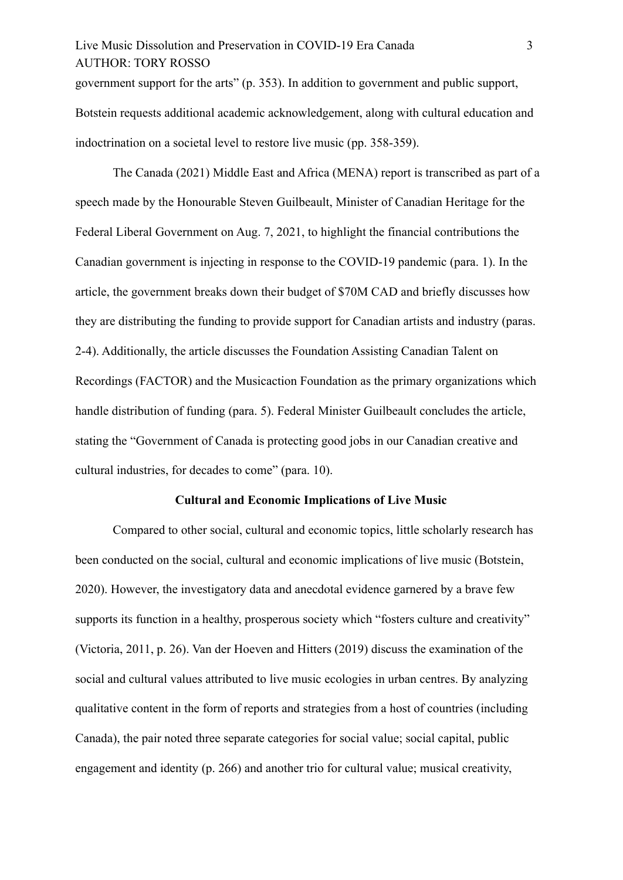government support for the arts" (p. 353). In addition to government and public support, Botstein requests additional academic acknowledgement, along with cultural education and indoctrination on a societal level to restore live music (pp. 358-359).

The Canada (2021) Middle East and Africa (MENA) report is transcribed as part of a speech made by the Honourable Steven Guilbeault, Minister of Canadian Heritage for the Federal Liberal Government on Aug. 7, 2021, to highlight the financial contributions the Canadian government is injecting in response to the COVID-19 pandemic (para. 1). In the article, the government breaks down their budget of $70M CAD and briefly discusses how they are distributing the funding to provide support for Canadian artists and industry (paras. 2-4). Additionally, the article discusses the Foundation Assisting Canadian Talent on Recordings (FACTOR) and the Musicaction Foundation as the primary organizations which handle distribution of funding (para. 5). Federal Minister Guilbeault concludes the article, stating the "Government of Canada is protecting good jobs in our Canadian creative and cultural industries, for decades to come" (para. 10).

## Cultural and Economic Implications of Live Music

Compared to other social, cultural and economic topics, little scholarly research has been conducted on the social, cultural and economic implications of live music (Botstein, 2020). However, the investigatory data and anecdotal evidence garnered by a brave few supports its function in a healthy, prosperous society which "fosters culture and creativity" (Victoria, 2011, p. 26). Van der Hoeven and Hitters (2019) discuss the examination of the social and cultural values attributed to live music ecologies in urban centres. By analyzing qualitative content in the form of reports and strategies from a host of countries (including Canada), the pair noted three separate categories for social value; social capital, public engagement and identity (p. 266) and another trio for cultural value; musical creativity,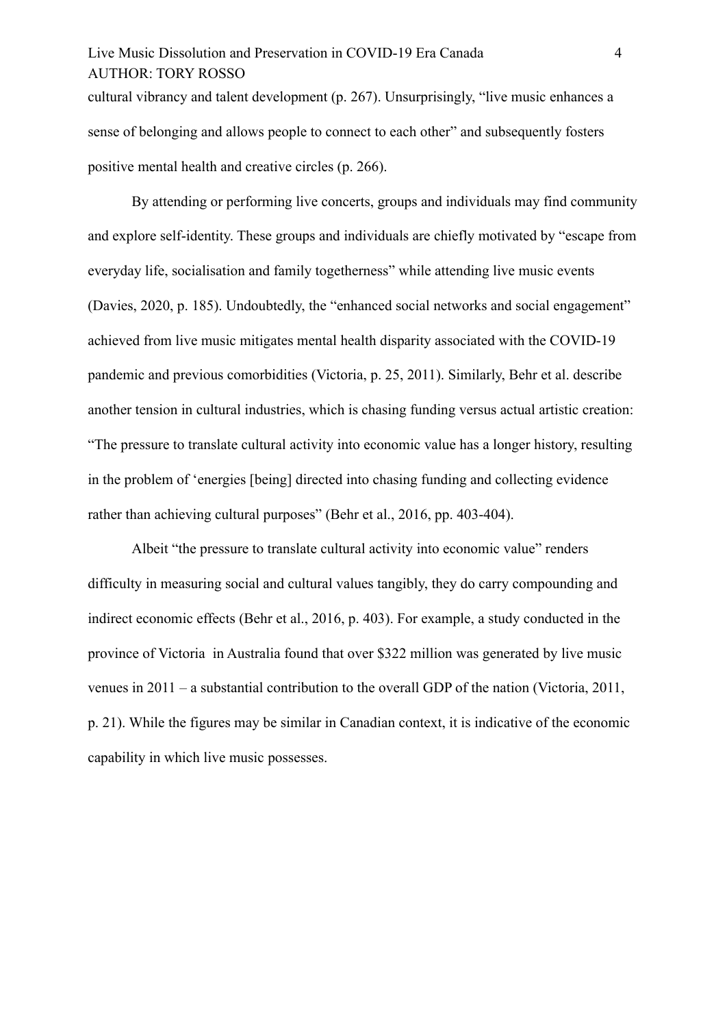cultural vibrancy and talent development (p. 267). Unsurprisingly, "live music enhances a sense of belonging and allows people to connect to each other" and subsequently fosters positive mental health and creative circles (p. 266).

By attending or performing live concerts, groups and individuals may find community and explore self-identity. These groups and individuals are chiefly motivated by "escape from everyday life, socialisation and family togetherness" while attending live music events (Davies, 2020, p. 185). Undoubtedly, the "enhanced social networks and social engagement" achieved from live music mitigates mental health disparity associated with the COVID-19 pandemic and previous comorbidities (Victoria, p. 25, 2011). Similarly, Behr et al. describe another tension in cultural industries, which is chasing funding versus actual artistic creation: "The pressure to translate cultural activity into economic value has a longer history, resulting in the problem of 'energies [being] directed into chasing funding and collecting evidence rather than achieving cultural purposes" (Behr et al., 2016, pp. 403-404).

Albeit "the pressure to translate cultural activity into economic value" renders difficulty in measuring social and cultural values tangibly, they do carry compounding and indirect economic effects (Behr et al., 2016, p. 403). For example, a study conducted in the province of Victoria in Australia found that over $322 million was generated by live music venues in 2011 – a substantial contribution to the overall GDP of the nation (Victoria, 2011, p. 21). While the figures may be similar in Canadian context, it is indicative of the economic capability in which live music possesses.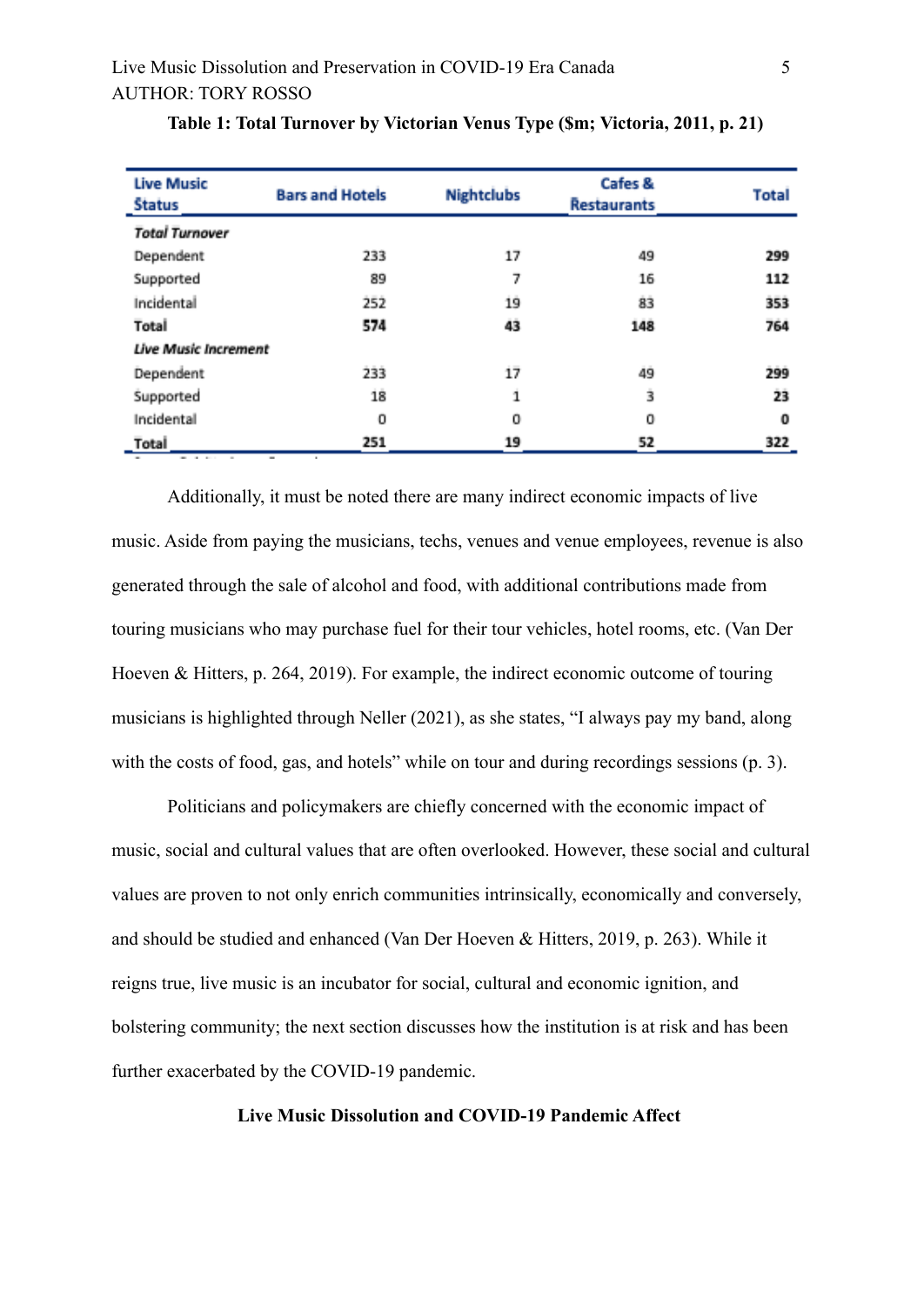**Table 1: Total Turnover by Victorian Venus Type ($m; Victoria, 2011, p. 21)**

| Live Music Status | Bars and Hotels | Nightclubs | Cafes & Restaurants | Total |
|---|---|---|---|---|
| ***Total Turnover*** | | | | |
| Dependent | 233 | 17 | 49 | **299** |
| Supported | 89 | 7 | 16 | **112** |
| Incidental | 252 | 19 | 83 | **353** |
| **Total** | **574** | **43** | **148** | **764** |
| ***Live Music Increment*** | | | | |
| Dependent | 233 | 17 | 49 | **299** |
| Supported | 18 | 1 | 3 | **23** |
| Incidental | 0 | 0 | 0 | **0** |
| **Total** | **251** | **19** | **52** | **322** |

Additionally, it must be noted there are many indirect economic impacts of live music. Aside from paying the musicians, techs, venues and venue employees, revenue is also generated through the sale of alcohol and food, with additional contributions made from touring musicians who may purchase fuel for their tour vehicles, hotel rooms, etc. (Van Der Hoeven & Hitters, p. 264, 2019). For example, the indirect economic outcome of touring musicians is highlighted through Neller (2021), as she states, "I always pay my band, along with the costs of food, gas, and hotels" while on tour and during recordings sessions (p. 3).

Politicians and policymakers are chiefly concerned with the economic impact of music, social and cultural values that are often overlooked. However, these social and cultural values are proven to not only enrich communities intrinsically, economically and conversely, and should be studied and enhanced (Van Der Hoeven & Hitters, 2019, p. 263). While it reigns true, live music is an incubator for social, cultural and economic ignition, and bolstering community; the next section discusses how the institution is at risk and has been further exacerbated by the COVID-19 pandemic.

## Live Music Dissolution and COVID-19 Pandemic Affect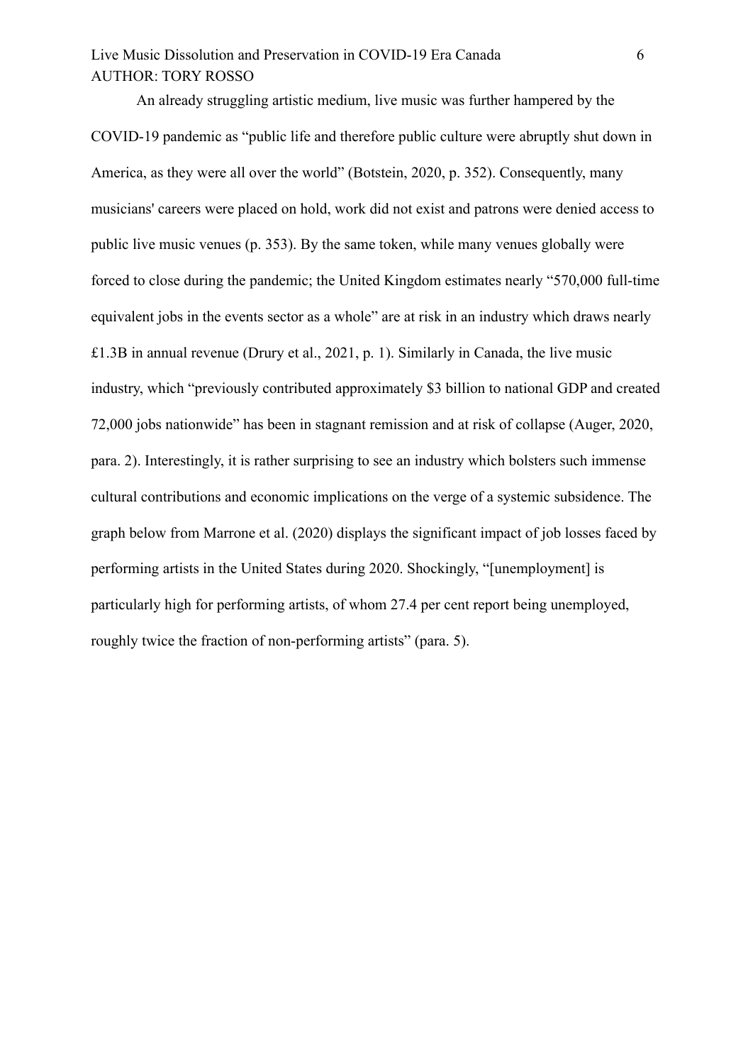An already struggling artistic medium, live music was further hampered by the COVID-19 pandemic as "public life and therefore public culture were abruptly shut down in America, as they were all over the world" (Botstein, 2020, p. 352). Consequently, many musicians' careers were placed on hold, work did not exist and patrons were denied access to public live music venues (p. 353). By the same token, while many venues globally were forced to close during the pandemic; the United Kingdom estimates nearly "570,000 full-time equivalent jobs in the events sector as a whole" are at risk in an industry which draws nearly £1.3B in annual revenue (Drury et al., 2021, p. 1). Similarly in Canada, the live music industry, which "previously contributed approximately $3 billion to national GDP and created 72,000 jobs nationwide" has been in stagnant remission and at risk of collapse (Auger, 2020, para. 2). Interestingly, it is rather surprising to see an industry which bolsters such immense cultural contributions and economic implications on the verge of a systemic subsidence. The graph below from Marrone et al. (2020) displays the significant impact of job losses faced by performing artists in the United States during 2020. Shockingly, "[unemployment] is particularly high for performing artists, of whom 27.4 per cent report being unemployed, roughly twice the fraction of non-performing artists" (para. 5).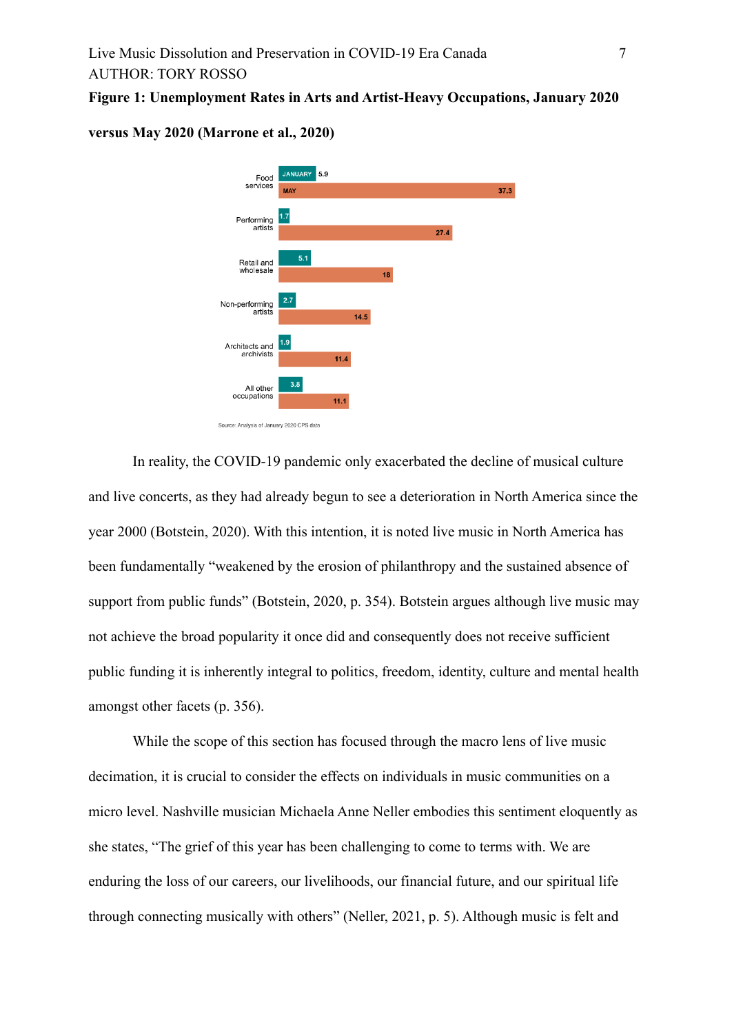**Figure 1: Unemployment Rates in Arts and Artist-Heavy Occupations, January 2020 versus May 2020 (Marrone et al., 2020)**

| Occupation | January | May |
|---|---|---|
| Food services | 5.9 | 37.3 |
| Performing artists | 1.7 | 27.4 |
| Retail and wholesale | 5.1 | 18 |
| Non-performing artists | 2.7 | 14.5 |
| Architects and archivists | 1.9 | 11.4 |
| All other occupations | 3.8 | 11.1 |

Source: Analysis of January 2020 CPS data

In reality, the COVID-19 pandemic only exacerbated the decline of musical culture and live concerts, as they had already begun to see a deterioration in North America since the year 2000 (Botstein, 2020). With this intention, it is noted live music in North America has been fundamentally "weakened by the erosion of philanthropy and the sustained absence of support from public funds" (Botstein, 2020, p. 354). Botstein argues although live music may not achieve the broad popularity it once did and consequently does not receive sufficient public funding it is inherently integral to politics, freedom, identity, culture and mental health amongst other facets (p. 356).

While the scope of this section has focused through the macro lens of live music decimation, it is crucial to consider the effects on individuals in music communities on a micro level. Nashville musician Michaela Anne Neller embodies this sentiment eloquently as she states, "The grief of this year has been challenging to come to terms with. We are enduring the loss of our careers, our livelihoods, our financial future, and our spiritual life through connecting musically with others" (Neller, 2021, p. 5). Although music is felt and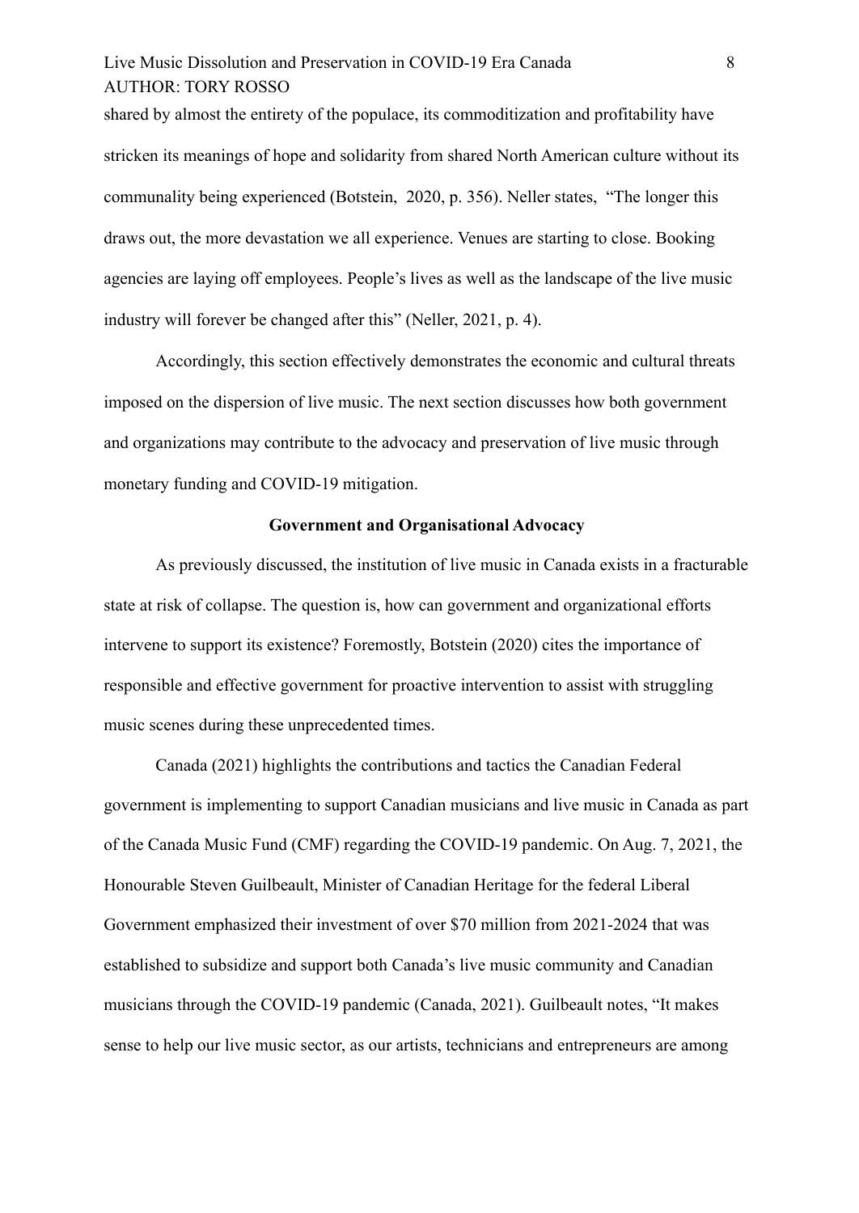shared by almost the entirety of the populace, its commoditization and profitability have stricken its meanings of hope and solidarity from shared North American culture without its communality being experienced (Botstein,  2020, p. 356). Neller states,  "The longer this draws out, the more devastation we all experience. Venues are starting to close. Booking agencies are laying off employees. People's lives as well as the landscape of the live music industry will forever be changed after this" (Neller, 2021, p. 4).

Accordingly, this section effectively demonstrates the economic and cultural threats imposed on the dispersion of live music. The next section discusses how both government and organizations may contribute to the advocacy and preservation of live music through monetary funding and COVID-19 mitigation.

## Government and Organisational Advocacy

As previously discussed, the institution of live music in Canada exists in a fracturable state at risk of collapse. The question is, how can government and organizational efforts intervene to support its existence? Foremostly, Botstein (2020) cites the importance of responsible and effective government for proactive intervention to assist with struggling music scenes during these unprecedented times.

Canada (2021) highlights the contributions and tactics the Canadian Federal government is implementing to support Canadian musicians and live music in Canada as part of the Canada Music Fund (CMF) regarding the COVID-19 pandemic. On Aug. 7, 2021, the Honourable Steven Guilbeault, Minister of Canadian Heritage for the federal Liberal Government emphasized their investment of over $70 million from 2021-2024 that was established to subsidize and support both Canada's live music community and Canadian musicians through the COVID-19 pandemic (Canada, 2021). Guilbeault notes, "It makes sense to help our live music sector, as our artists, technicians and entrepreneurs are among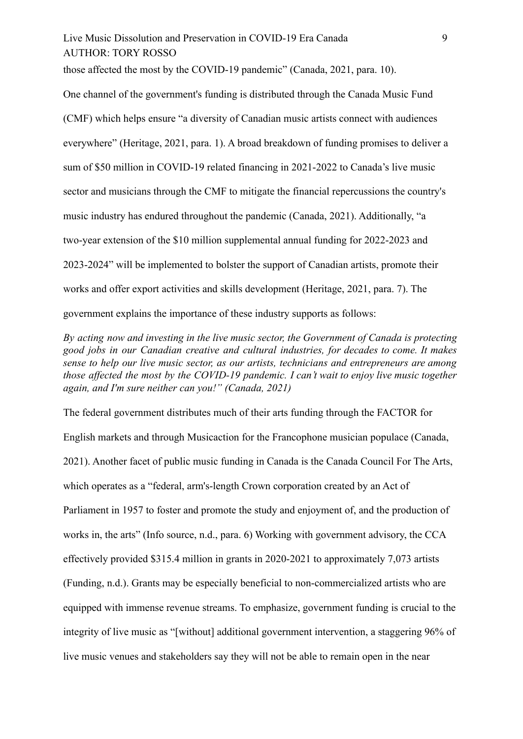those affected the most by the COVID-19 pandemic" (Canada, 2021, para. 10).

One channel of the government's funding is distributed through the Canada Music Fund (CMF) which helps ensure "a diversity of Canadian music artists connect with audiences everywhere" (Heritage, 2021, para. 1). A broad breakdown of funding promises to deliver a sum of $50 million in COVID-19 related financing in 2021-2022 to Canada's live music sector and musicians through the CMF to mitigate the financial repercussions the country's music industry has endured throughout the pandemic (Canada, 2021). Additionally, "a two-year extension of the $10 million supplemental annual funding for 2022-2023 and 2023-2024" will be implemented to bolster the support of Canadian artists, promote their works and offer export activities and skills development (Heritage, 2021, para. 7). The government explains the importance of these industry supports as follows:

*By acting now and investing in the live music sector, the Government of Canada is protecting good jobs in our Canadian creative and cultural industries, for decades to come. It makes sense to help our live music sector, as our artists, technicians and entrepreneurs are among those affected the most by the COVID-19 pandemic. I can't wait to enjoy live music together again, and I'm sure neither can you!" (Canada, 2021)*

The federal government distributes much of their arts funding through the FACTOR for English markets and through Musicaction for the Francophone musician populace (Canada, 2021). Another facet of public music funding in Canada is the Canada Council For The Arts, which operates as a "federal, arm's-length Crown corporation created by an Act of Parliament in 1957 to foster and promote the study and enjoyment of, and the production of works in, the arts" (Info source, n.d., para. 6) Working with government advisory, the CCA effectively provided $315.4 million in grants in 2020-2021 to approximately 7,073 artists (Funding, n.d.). Grants may be especially beneficial to non-commercialized artists who are equipped with immense revenue streams. To emphasize, government funding is crucial to the integrity of live music as "[without] additional government intervention, a staggering 96% of live music venues and stakeholders say they will not be able to remain open in the near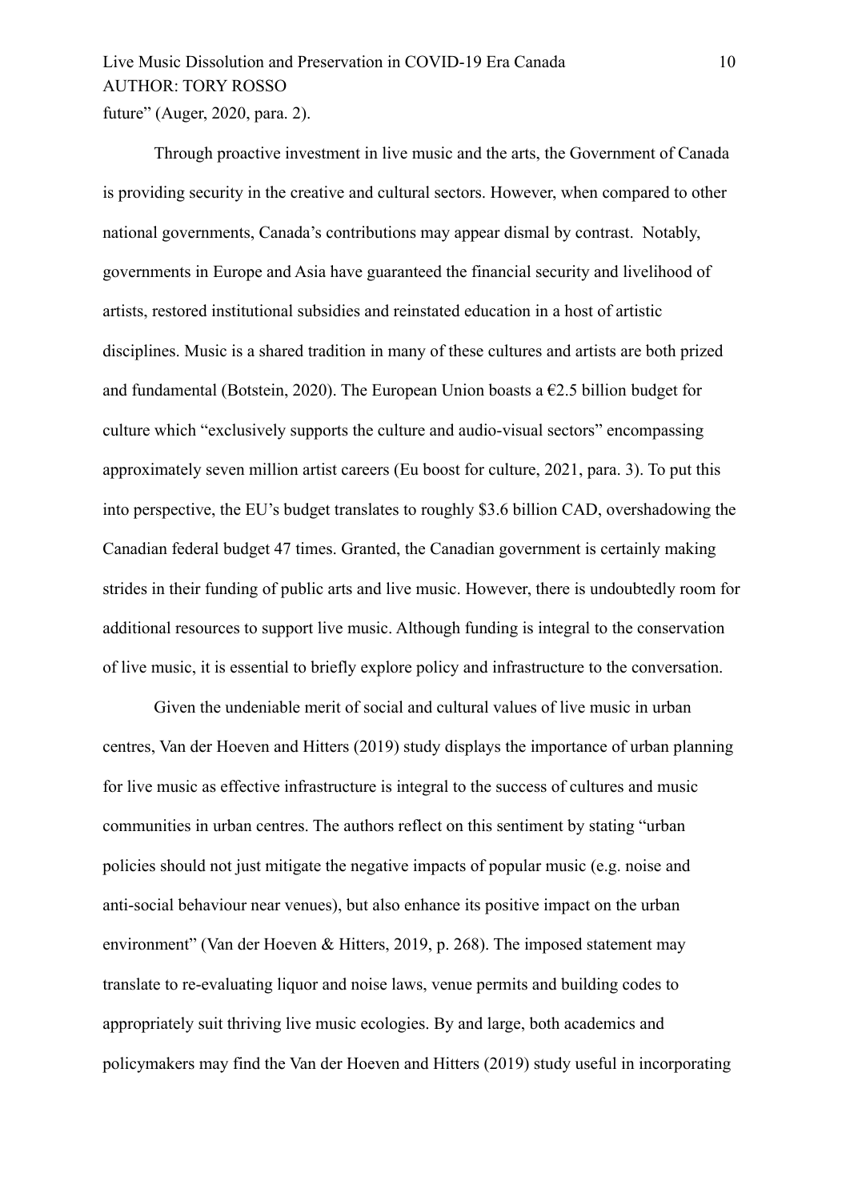future" (Auger, 2020, para. 2).

Through proactive investment in live music and the arts, the Government of Canada is providing security in the creative and cultural sectors. However, when compared to other national governments, Canada's contributions may appear dismal by contrast. Notably, governments in Europe and Asia have guaranteed the financial security and livelihood of artists, restored institutional subsidies and reinstated education in a host of artistic disciplines. Music is a shared tradition in many of these cultures and artists are both prized and fundamental (Botstein, 2020). The European Union boasts a €2.5 billion budget for culture which "exclusively supports the culture and audio-visual sectors" encompassing approximately seven million artist careers (Eu boost for culture, 2021, para. 3). To put this into perspective, the EU's budget translates to roughly $3.6 billion CAD, overshadowing the Canadian federal budget 47 times. Granted, the Canadian government is certainly making strides in their funding of public arts and live music. However, there is undoubtedly room for additional resources to support live music. Although funding is integral to the conservation of live music, it is essential to briefly explore policy and infrastructure to the conversation.

Given the undeniable merit of social and cultural values of live music in urban centres, Van der Hoeven and Hitters (2019) study displays the importance of urban planning for live music as effective infrastructure is integral to the success of cultures and music communities in urban centres. The authors reflect on this sentiment by stating "urban policies should not just mitigate the negative impacts of popular music (e.g. noise and anti-social behaviour near venues), but also enhance its positive impact on the urban environment" (Van der Hoeven & Hitters, 2019, p. 268). The imposed statement may translate to re-evaluating liquor and noise laws, venue permits and building codes to appropriately suit thriving live music ecologies. By and large, both academics and policymakers may find the Van der Hoeven and Hitters (2019) study useful in incorporating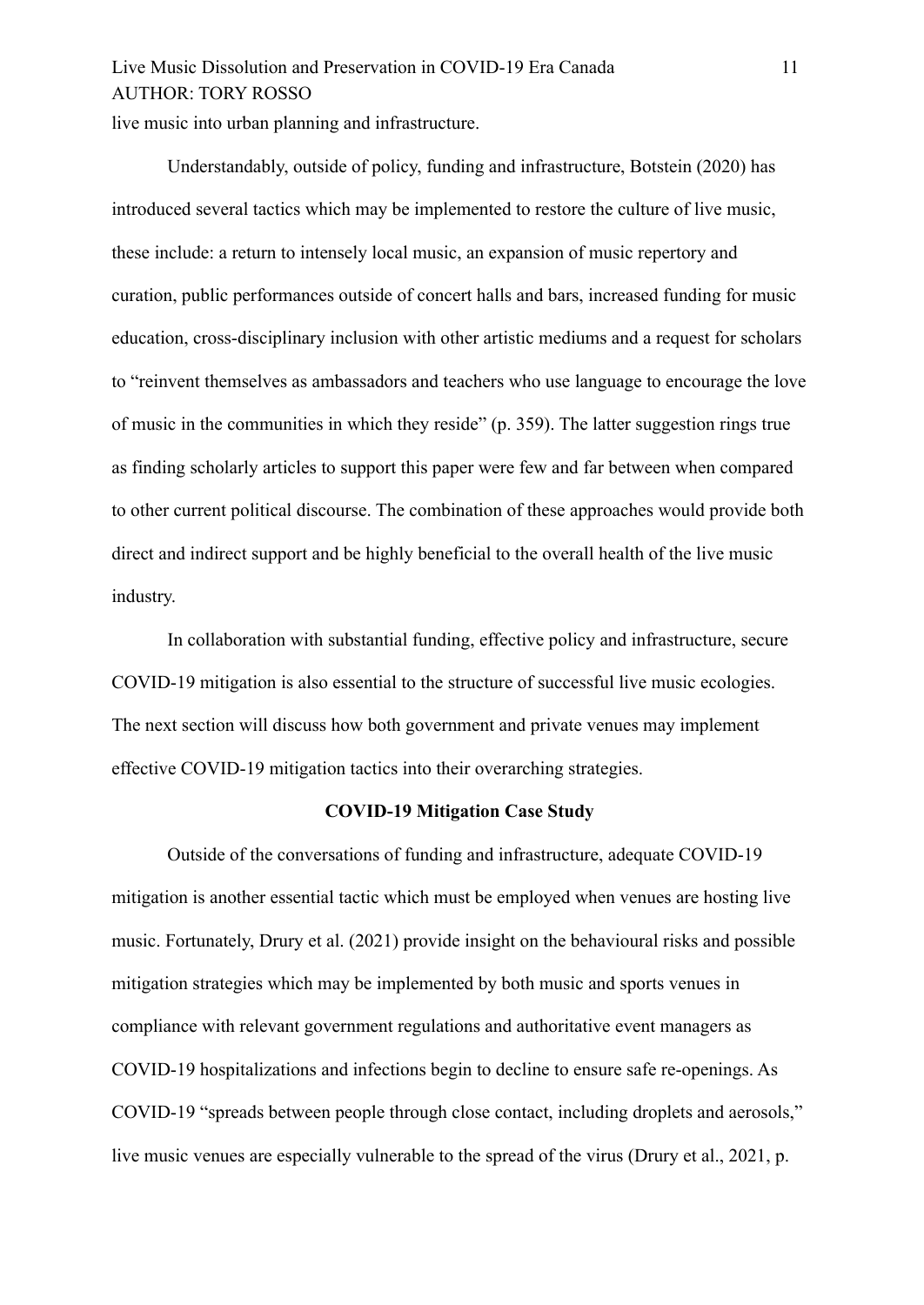live music into urban planning and infrastructure.

Understandably, outside of policy, funding and infrastructure, Botstein (2020) has introduced several tactics which may be implemented to restore the culture of live music, these include: a return to intensely local music, an expansion of music repertory and curation, public performances outside of concert halls and bars, increased funding for music education, cross-disciplinary inclusion with other artistic mediums and a request for scholars to "reinvent themselves as ambassadors and teachers who use language to encourage the love of music in the communities in which they reside" (p. 359). The latter suggestion rings true as finding scholarly articles to support this paper were few and far between when compared to other current political discourse. The combination of these approaches would provide both direct and indirect support and be highly beneficial to the overall health of the live music industry.

In collaboration with substantial funding, effective policy and infrastructure, secure COVID-19 mitigation is also essential to the structure of successful live music ecologies. The next section will discuss how both government and private venues may implement effective COVID-19 mitigation tactics into their overarching strategies.

## COVID-19 Mitigation Case Study

Outside of the conversations of funding and infrastructure, adequate COVID-19 mitigation is another essential tactic which must be employed when venues are hosting live music. Fortunately, Drury et al. (2021) provide insight on the behavioural risks and possible mitigation strategies which may be implemented by both music and sports venues in compliance with relevant government regulations and authoritative event managers as COVID-19 hospitalizations and infections begin to decline to ensure safe re-openings. As COVID-19 "spreads between people through close contact, including droplets and aerosols," live music venues are especially vulnerable to the spread of the virus (Drury et al., 2021, p.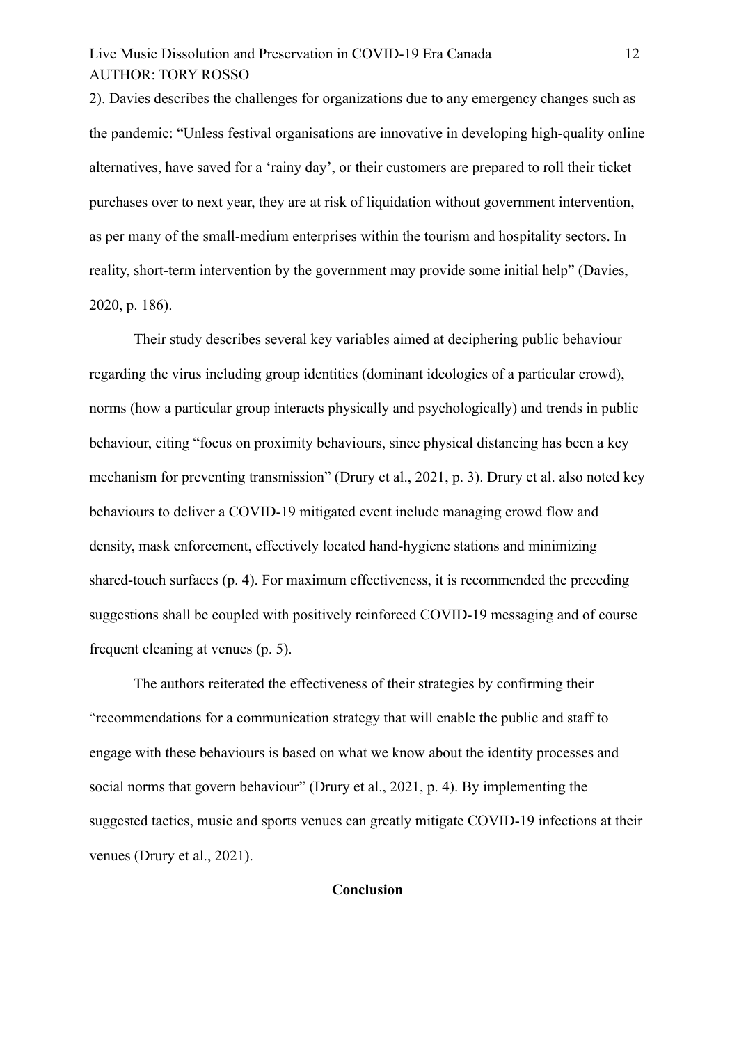2). Davies describes the challenges for organizations due to any emergency changes such as the pandemic: "Unless festival organisations are innovative in developing high-quality online alternatives, have saved for a 'rainy day', or their customers are prepared to roll their ticket purchases over to next year, they are at risk of liquidation without government intervention, as per many of the small-medium enterprises within the tourism and hospitality sectors. In reality, short-term intervention by the government may provide some initial help" (Davies, 2020, p. 186).

Their study describes several key variables aimed at deciphering public behaviour regarding the virus including group identities (dominant ideologies of a particular crowd), norms (how a particular group interacts physically and psychologically) and trends in public behaviour, citing "focus on proximity behaviours, since physical distancing has been a key mechanism for preventing transmission" (Drury et al., 2021, p. 3). Drury et al. also noted key behaviours to deliver a COVID-19 mitigated event include managing crowd flow and density, mask enforcement, effectively located hand-hygiene stations and minimizing shared-touch surfaces (p. 4). For maximum effectiveness, it is recommended the preceding suggestions shall be coupled with positively reinforced COVID-19 messaging and of course frequent cleaning at venues (p. 5).

The authors reiterated the effectiveness of their strategies by confirming their "recommendations for a communication strategy that will enable the public and staff to engage with these behaviours is based on what we know about the identity processes and social norms that govern behaviour" (Drury et al., 2021, p. 4). By implementing the suggested tactics, music and sports venues can greatly mitigate COVID-19 infections at their venues (Drury et al., 2021).

## Conclusion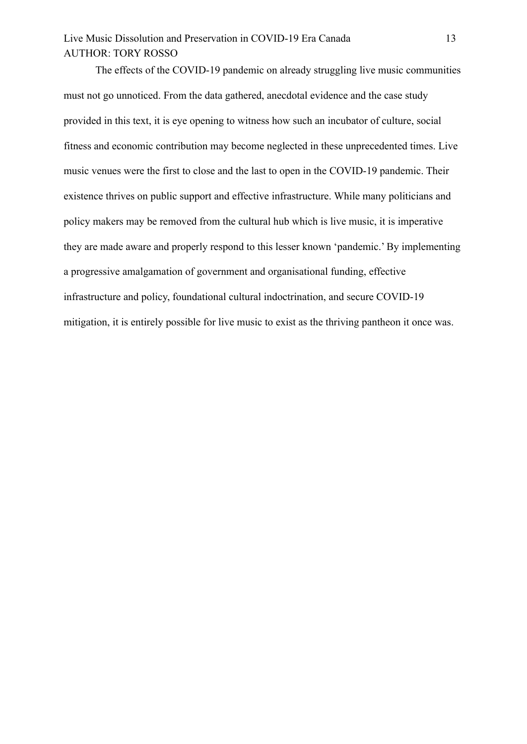The effects of the COVID-19 pandemic on already struggling live music communities must not go unnoticed. From the data gathered, anecdotal evidence and the case study provided in this text, it is eye opening to witness how such an incubator of culture, social fitness and economic contribution may become neglected in these unprecedented times. Live music venues were the first to close and the last to open in the COVID-19 pandemic. Their existence thrives on public support and effective infrastructure. While many politicians and policy makers may be removed from the cultural hub which is live music, it is imperative they are made aware and properly respond to this lesser known 'pandemic.' By implementing a progressive amalgamation of government and organisational funding, effective infrastructure and policy, foundational cultural indoctrination, and secure COVID-19 mitigation, it is entirely possible for live music to exist as the thriving pantheon it once was.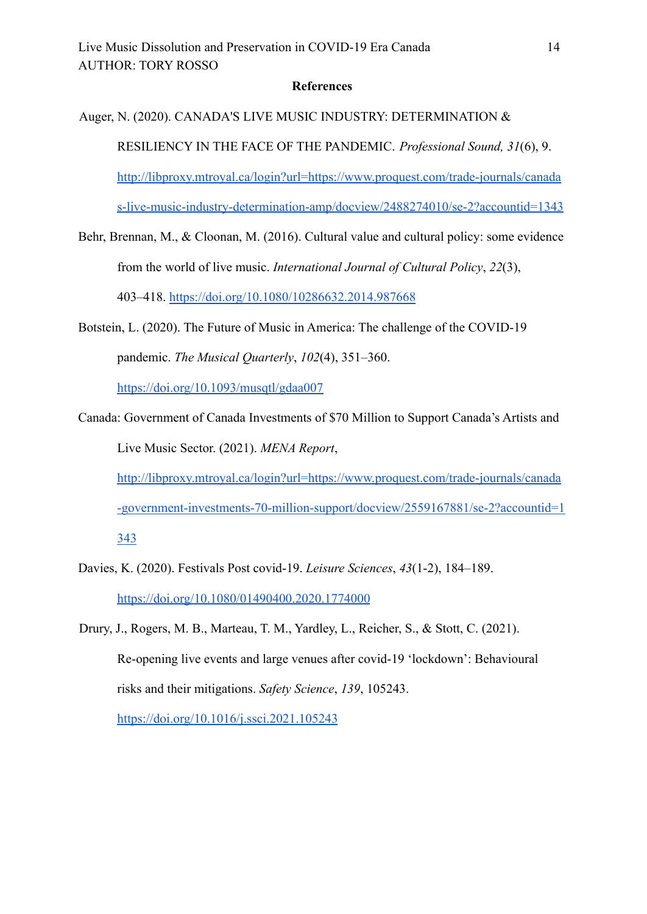**References**

Auger, N. (2020). CANADA'S LIVE MUSIC INDUSTRY: DETERMINATION & RESILIENCY IN THE FACE OF THE PANDEMIC. *Professional Sound, 31*(6), 9. http://libproxy.mtroyal.ca/login?url=https://www.proquest.com/trade-journals/canadas-live-music-industry-determination-amp/docview/2488274010/se-2?accountid=1343

Behr, Brennan, M., & Cloonan, M. (2016). Cultural value and cultural policy: some evidence from the world of live music. *International Journal of Cultural Policy*, *22*(3), 403–418. https://doi.org/10.1080/10286632.2014.987668

Botstein, L. (2020). The Future of Music in America: The challenge of the COVID-19 pandemic. *The Musical Quarterly*, *102*(4), 351–360. https://doi.org/10.1093/musqtl/gdaa007

Canada: Government of Canada Investments of $70 Million to Support Canada's Artists and Live Music Sector. (2021). *MENA Report*, http://libproxy.mtroyal.ca/login?url=https://www.proquest.com/trade-journals/canada-government-investments-70-million-support/docview/2559167881/se-2?accountid=1343

Davies, K. (2020). Festivals Post covid-19. *Leisure Sciences*, *43*(1-2), 184–189. https://doi.org/10.1080/01490400.2020.1774000

Drury, J., Rogers, M. B., Marteau, T. M., Yardley, L., Reicher, S., & Stott, C. (2021). Re-opening live events and large venues after covid-19 'lockdown': Behavioural risks and their mitigations. *Safety Science*, *139*, 105243. https://doi.org/10.1016/j.ssci.2021.105243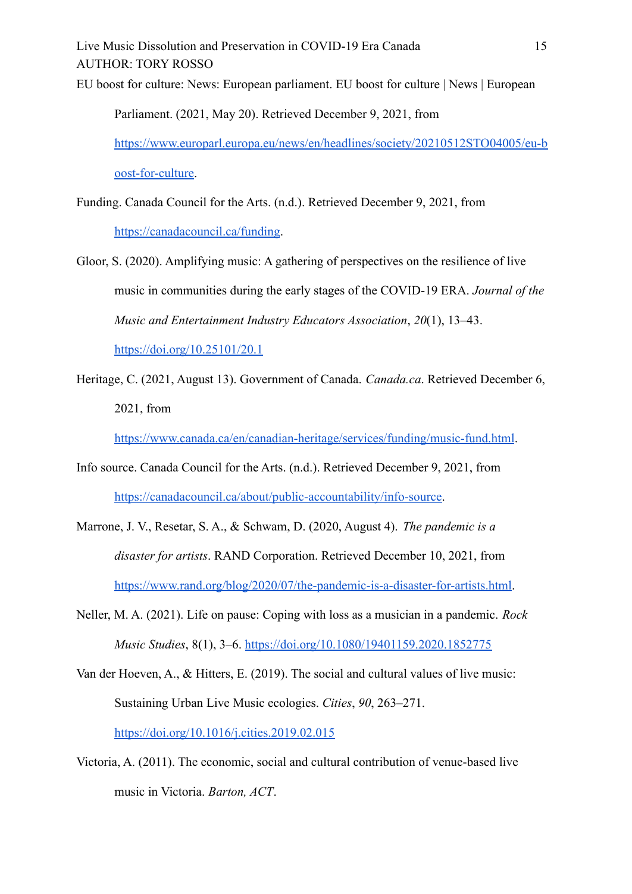EU boost for culture: News: European parliament. EU boost for culture | News | European Parliament. (2021, May 20). Retrieved December 9, 2021, from https://www.europarl.europa.eu/news/en/headlines/society/20210512STO04005/eu-boost-for-culture.

Funding. Canada Council for the Arts. (n.d.). Retrieved December 9, 2021, from https://canadacouncil.ca/funding.

Gloor, S. (2020). Amplifying music: A gathering of perspectives on the resilience of live music in communities during the early stages of the COVID-19 ERA. *Journal of the Music and Entertainment Industry Educators Association*, *20*(1), 13–43. https://doi.org/10.25101/20.1

Heritage, C. (2021, August 13). Government of Canada. *Canada.ca*. Retrieved December 6, 2021, from https://www.canada.ca/en/canadian-heritage/services/funding/music-fund.html.

Info source. Canada Council for the Arts. (n.d.). Retrieved December 9, 2021, from https://canadacouncil.ca/about/public-accountability/info-source.

Marrone, J. V., Resetar, S. A., & Schwam, D. (2020, August 4). *The pandemic is a disaster for artists*. RAND Corporation. Retrieved December 10, 2021, from https://www.rand.org/blog/2020/07/the-pandemic-is-a-disaster-for-artists.html.

Neller, M. A. (2021). Life on pause: Coping with loss as a musician in a pandemic. *Rock Music Studies*, 8(1), 3–6. https://doi.org/10.1080/19401159.2020.1852775

Van der Hoeven, A., & Hitters, E. (2019). The social and cultural values of live music: Sustaining Urban Live Music ecologies. *Cities*, *90*, 263–271. https://doi.org/10.1016/j.cities.2019.02.015

Victoria, A. (2011). The economic, social and cultural contribution of venue-based live music in Victoria. *Barton, ACT*.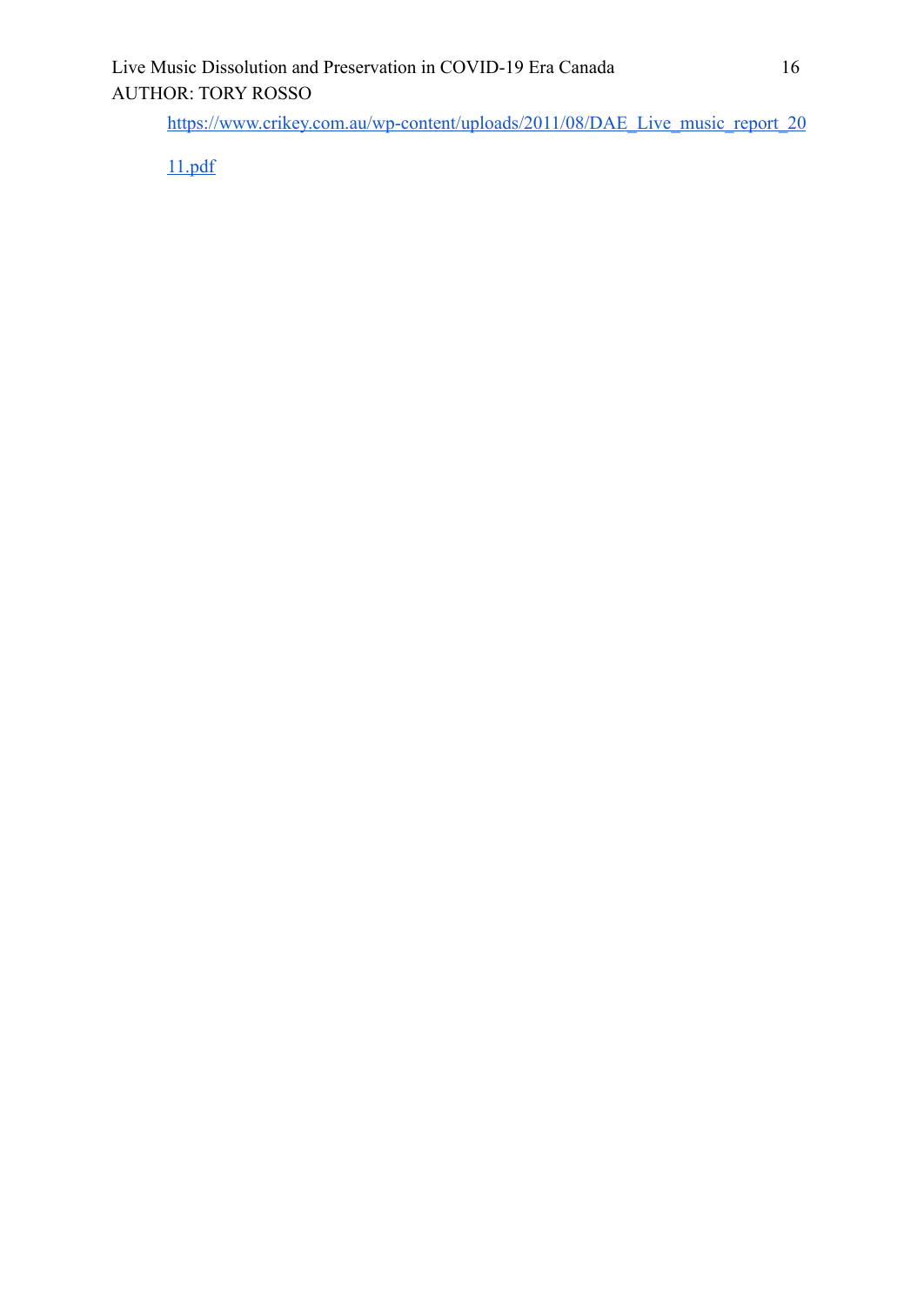https://www.crikey.com.au/wp-content/uploads/2011/08/DAE_Live_music_report_2011.pdf